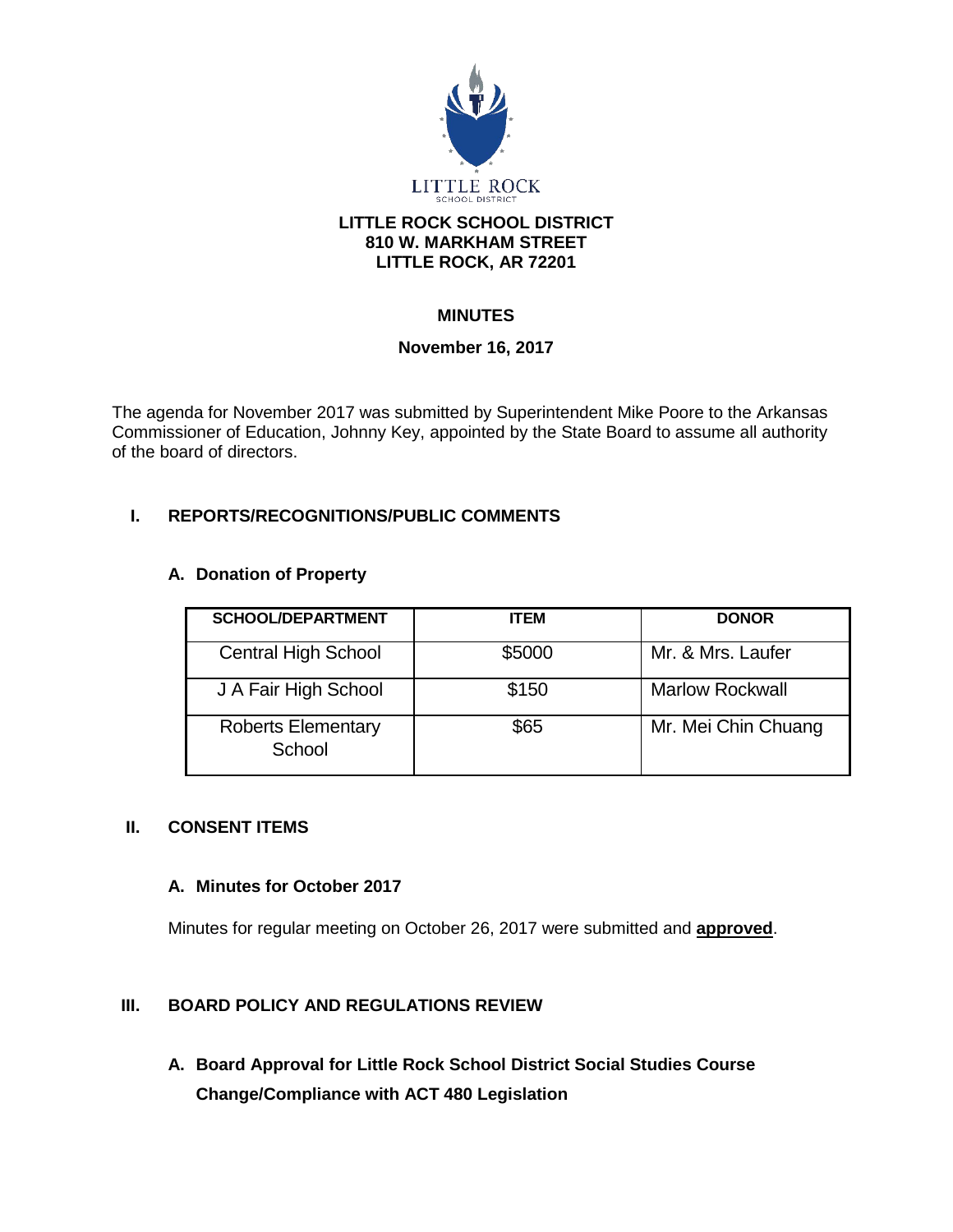LITTLE ROCK SCHOOL DISTRICT

**LITTLE ROCK SCHOOL DISTRICT**
**810 W. MARKHAM STREET**
**LITTLE ROCK, AR 72201**

# MINUTES

**November 16, 2017**

The agenda for November 2017 was submitted by Superintendent Mike Poore to the Arkansas Commissioner of Education, Johnny Key, appointed by the State Board to assume all authority of the board of directors.

## I. REPORTS/RECOGNITIONS/PUBLIC COMMENTS

### A. Donation of Property

| SCHOOL/DEPARTMENT | ITEM | DONOR |
|---|---|---|
| Central High School | $5000 | Mr. & Mrs. Laufer |
| J A Fair High School | $150 | Marlow Rockwall |
| Roberts Elementary School | $65 | Mr. Mei Chin Chuang |

## II. CONSENT ITEMS

### A. Minutes for October 2017

Minutes for regular meeting on October 26, 2017 were submitted and **approved**.

## III. BOARD POLICY AND REGULATIONS REVIEW

### A. Board Approval for Little Rock School District Social Studies Course Change/Compliance with ACT 480 Legislation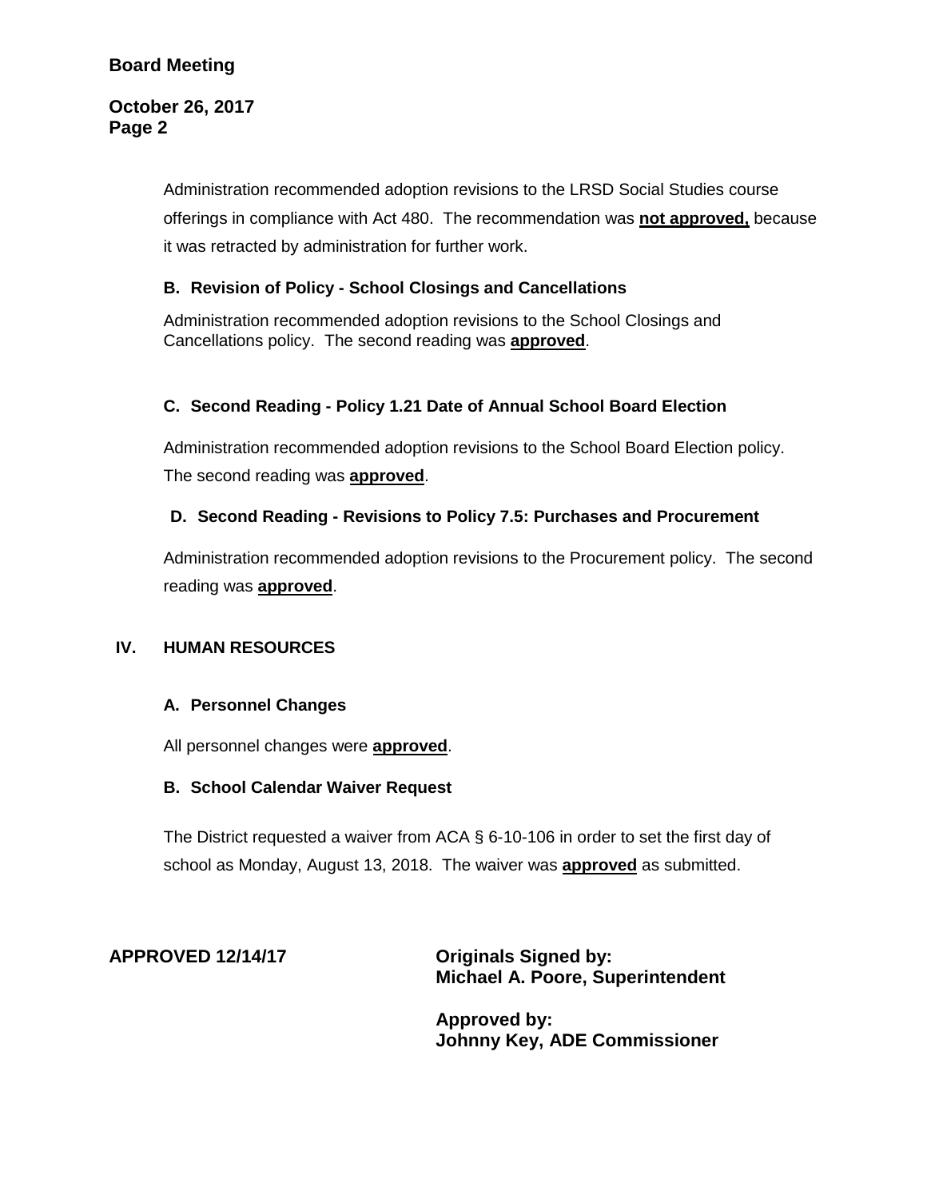Administration recommended adoption revisions to the LRSD Social Studies course offerings in compliance with Act 480. The recommendation was **not approved,** because it was retracted by administration for further work.

**B. Revision of Policy - School Closings and Cancellations**

Administration recommended adoption revisions to the School Closings and Cancellations policy. The second reading was **approved**.

**C. Second Reading - Policy 1.21 Date of Annual School Board Election**

Administration recommended adoption revisions to the School Board Election policy. The second reading was **approved**.

**D. Second Reading - Revisions to Policy 7.5: Purchases and Procurement**

Administration recommended adoption revisions to the Procurement policy. The second reading was **approved**.

## IV. HUMAN RESOURCES

**A. Personnel Changes**

All personnel changes were **approved**.

**B. School Calendar Waiver Request**

The District requested a waiver from ACA § 6-10-106 in order to set the first day of school as Monday, August 13, 2018. The waiver was **approved** as submitted.

**APPROVED 12/14/17**

**Originals Signed by:**
**Michael A. Poore, Superintendent**

**Approved by:**
**Johnny Key, ADE Commissioner**